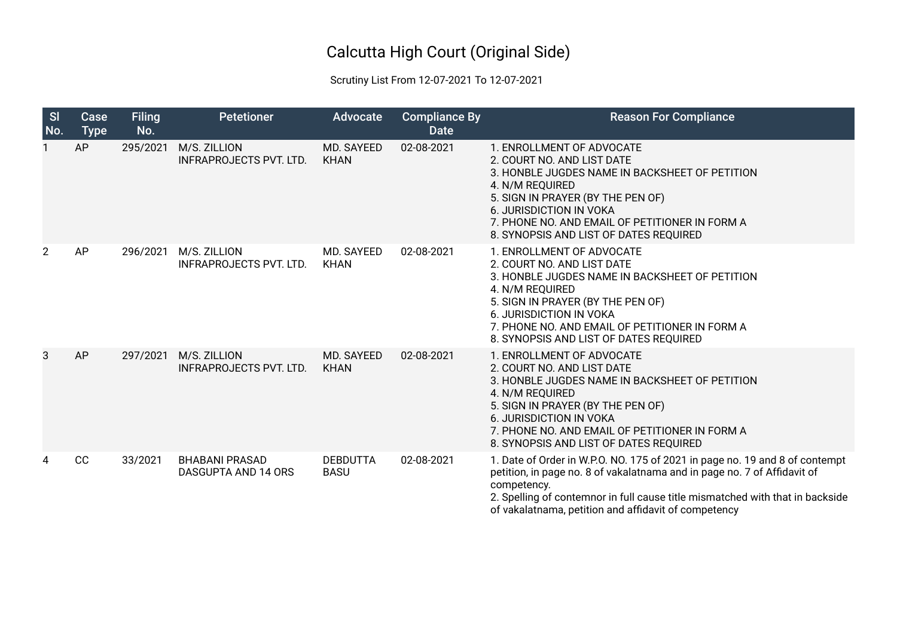# Calcutta High Court (Original Side)

Scrutiny List From 12-07-2021 To 12-07-2021

| Sl No. | Case Type | Filing No. | Petetioner | Advocate | Compliance By Date | Reason For Compliance |
|---|---|---|---|---|---|---|
| 1 | AP | 295/2021 | M/S. ZILLION INFRAPROJECTS PVT. LTD. | MD. SAYEED KHAN | 02-08-2021 | 1. ENROLLMENT OF ADVOCATE<br>2. COURT NO. AND LIST DATE<br>3. HONBLE JUGDES NAME IN BACKSHEET OF PETITION<br>4. N/M REQUIRED<br>5. SIGN IN PRAYER (BY THE PEN OF)<br>6. JURISDICTION IN VOKA<br>7. PHONE NO. AND EMAIL OF PETITIONER IN FORM A<br>8. SYNOPSIS AND LIST OF DATES REQUIRED |
| 2 | AP | 296/2021 | M/S. ZILLION INFRAPROJECTS PVT. LTD. | MD. SAYEED KHAN | 02-08-2021 | 1. ENROLLMENT OF ADVOCATE<br>2. COURT NO. AND LIST DATE<br>3. HONBLE JUGDES NAME IN BACKSHEET OF PETITION<br>4. N/M REQUIRED<br>5. SIGN IN PRAYER (BY THE PEN OF)<br>6. JURISDICTION IN VOKA<br>7. PHONE NO. AND EMAIL OF PETITIONER IN FORM A<br>8. SYNOPSIS AND LIST OF DATES REQUIRED |
| 3 | AP | 297/2021 | M/S. ZILLION INFRAPROJECTS PVT. LTD. | MD. SAYEED KHAN | 02-08-2021 | 1. ENROLLMENT OF ADVOCATE<br>2. COURT NO. AND LIST DATE<br>3. HONBLE JUGDES NAME IN BACKSHEET OF PETITION<br>4. N/M REQUIRED<br>5. SIGN IN PRAYER (BY THE PEN OF)<br>6. JURISDICTION IN VOKA<br>7. PHONE NO. AND EMAIL OF PETITIONER IN FORM A<br>8. SYNOPSIS AND LIST OF DATES REQUIRED |
| 4 | CC | 33/2021 | BHABANI PRASAD DASGUPTA AND 14 ORS | DEBDUTTA BASU | 02-08-2021 | 1. Date of Order in W.P.O. NO. 175 of 2021 in page no. 19 and 8 of contempt petition, in page no. 8 of vakalatnama and in page no. 7 of Affidavit of competency.<br>2. Spelling of contemnor in full cause title mismatched with that in backside of vakalatnama, petition and affidavit of competency |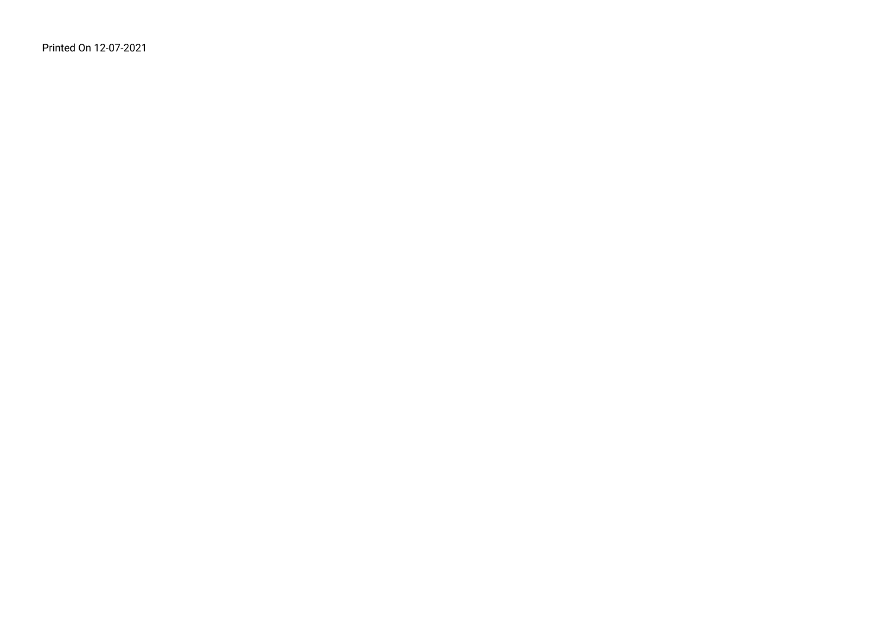Printed On 12-07-2021